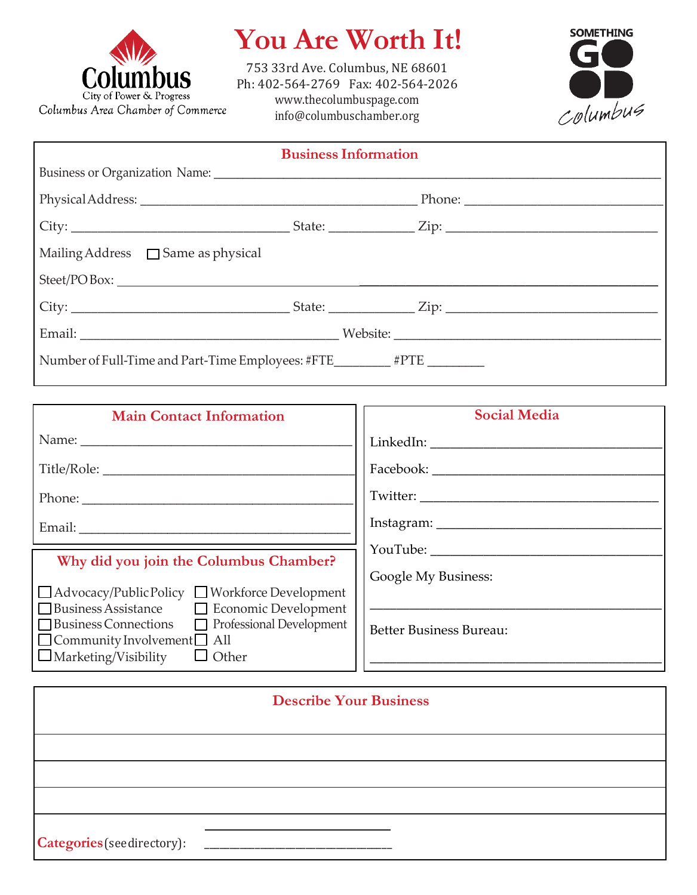Columbus
City of Power & Progress
Columbus Area Chamber of Commerce

# You Are Worth It!

753 33rd Ave. Columbus, NE 68601
Ph: 402-564-2769 Fax: 402-564-2026
www.thecolumbuspage.com
info@columbuschamber.org

SOMETHING GOOD Columbus

## Business Information

Business or Organization Name: ______________________________________________

Physical Address: ______________________________ Phone: ____________________

City: ______________________ State: __________ Zip: ______________________

Mailing Address ☐ Same as physical

Steet/PO Box: ______________________________________________

City: ______________________ State: __________ Zip: ______________________

Email: ___________________________ Website: ___________________________

Number of Full-Time and Part-Time Employees: #FTE________ #PTE ________

## Main Contact Information

Name: ______________________________

Title/Role: ______________________________

Phone: ______________________________

Email: ______________________________

## Why did you join the Columbus Chamber?

- ☐ Advocacy/Public Policy
- ☐ Workforce Development
- ☐ Business Assistance
- ☐ Economic Development
- ☐ Business Connections
- ☐ Professional Development
- ☐ Community Involvement
- ☐ All
- ☐ Marketing/Visibility
- ☐ Other

## Social Media

LinkedIn: ______________________________

Facebook: ______________________________

Twitter: ______________________________

Instagram: ______________________________

YouTube: ______________________________

Google My Business:

______________________________

Better Business Bureau:

______________________________

## Describe Your Business

______________________________________________

______________________________________________

______________________________________________

**Categories** (see directory): ___________________________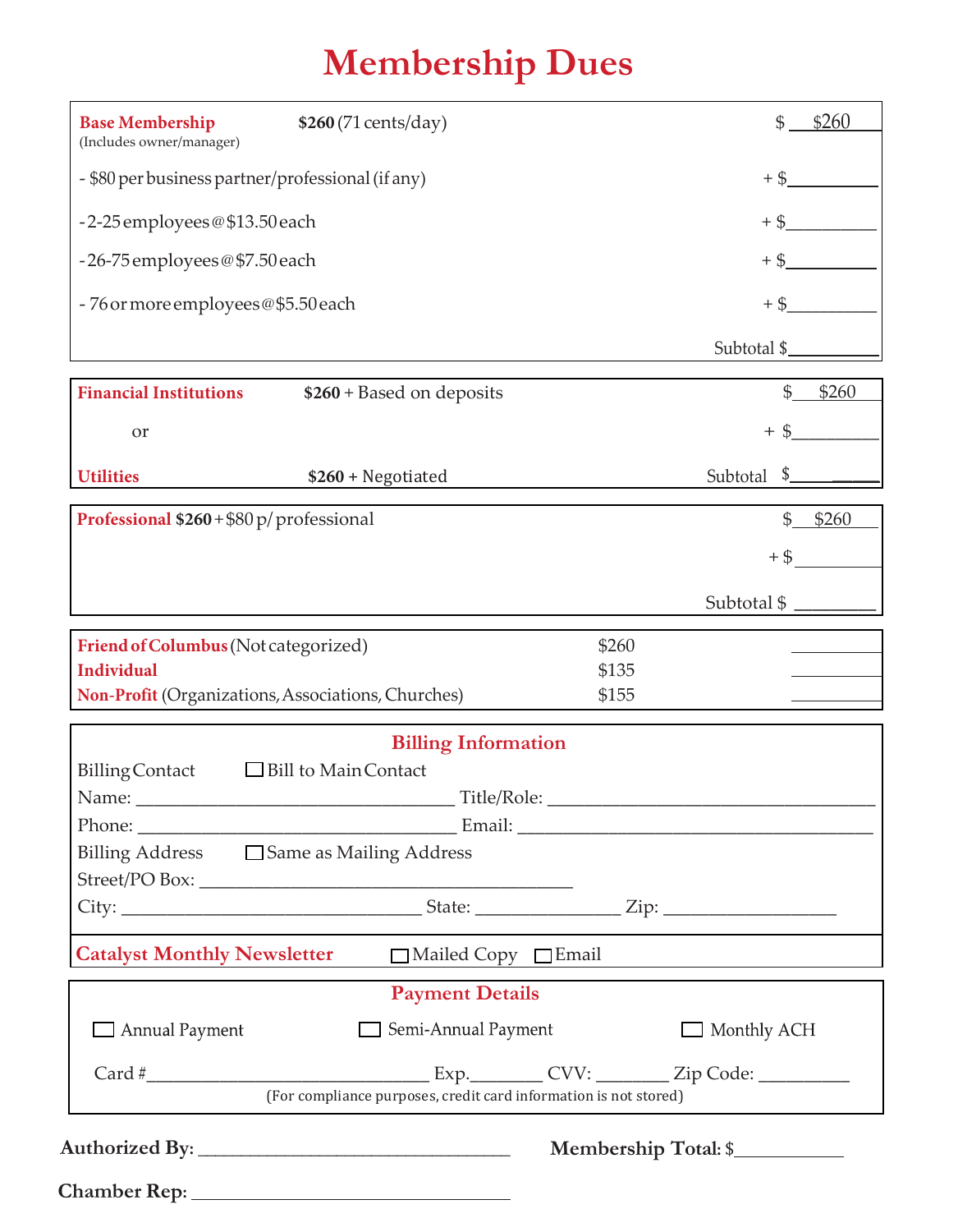# Membership Dues

| | | |
|---|---|---|
| **Base Membership** (Includes owner/manager) | **$260** (71 cents/day) | $ $260 |
| - $80 per business partner/professional (if any) | | + $______ |
| - 2-25 employees @ $13.50 each | | + $______ |
| - 26-75 employees @ $7.50 each | | + $______ |
| - 76 or more employees @ $5.50 each | | + $______ |
| | | Subtotal $______ |

| | | |
|---|---|---|
| **Financial Institutions** | **$260** + Based on deposits | $ $260 |
| or | | + $______ |
| **Utilities** | **$260** + Negotiated | Subtotal $______ |

| | |
|---|---|
| **Professional** **$260** + $80 p/ professional | $ $260 |
| | + $______ |
| | Subtotal $______ |

| | | |
|---|---|---|
| **Friend of Columbus** (Not categorized) | $260 | ______ |
| **Individual** | $135 | ______ |
| **Non-Profit** (Organizations, Associations, Churches) | $155 | ______ |

## Billing Information

Billing Contact ☐ Bill to Main Contact

Name: ______________________ Title/Role: ______________________

Phone: ______________________ Email: ______________________

Billing Address ☐ Same as Mailing Address

Street/PO Box: ______________________

City: ______________________ State: ____________ Zip: ______________

**Catalyst Monthly Newsletter** ☐ Mailed Copy ☐ Email

## Payment Details

☐ Annual Payment ☐ Semi-Annual Payment ☐ Monthly ACH

Card #______________________ Exp.________ CVV: ________ Zip Code: __________

(For compliance purposes, credit card information is not stored)

**Authorized By:** ______________________ **Membership Total:** $__________

**Chamber Rep:** ______________________